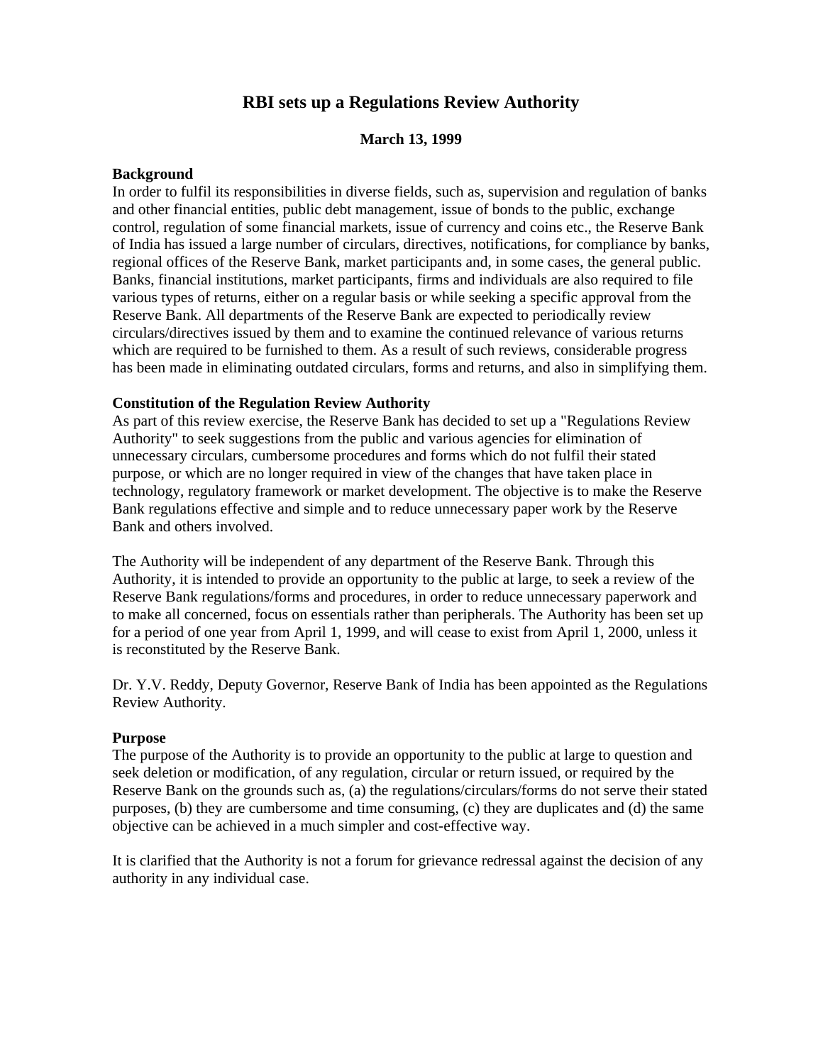# RBI sets up a Regulations Review Authority

**March 13, 1999**

**Background**
In order to fulfil its responsibilities in diverse fields, such as, supervision and regulation of banks and other financial entities, public debt management, issue of bonds to the public, exchange control, regulation of some financial markets, issue of currency and coins etc., the Reserve Bank of India has issued a large number of circulars, directives, notifications, for compliance by banks, regional offices of the Reserve Bank, market participants and, in some cases, the general public. Banks, financial institutions, market participants, firms and individuals are also required to file various types of returns, either on a regular basis or while seeking a specific approval from the Reserve Bank. All departments of the Reserve Bank are expected to periodically review circulars/directives issued by them and to examine the continued relevance of various returns which are required to be furnished to them. As a result of such reviews, considerable progress has been made in eliminating outdated circulars, forms and returns, and also in simplifying them.

**Constitution of the Regulation Review Authority**
As part of this review exercise, the Reserve Bank has decided to set up a "Regulations Review Authority" to seek suggestions from the public and various agencies for elimination of unnecessary circulars, cumbersome procedures and forms which do not fulfil their stated purpose, or which are no longer required in view of the changes that have taken place in technology, regulatory framework or market development. The objective is to make the Reserve Bank regulations effective and simple and to reduce unnecessary paper work by the Reserve Bank and others involved.

The Authority will be independent of any department of the Reserve Bank. Through this Authority, it is intended to provide an opportunity to the public at large, to seek a review of the Reserve Bank regulations/forms and procedures, in order to reduce unnecessary paperwork and to make all concerned, focus on essentials rather than peripherals. The Authority has been set up for a period of one year from April 1, 1999, and will cease to exist from April 1, 2000, unless it is reconstituted by the Reserve Bank.

Dr. Y.V. Reddy, Deputy Governor, Reserve Bank of India has been appointed as the Regulations Review Authority.

**Purpose**
The purpose of the Authority is to provide an opportunity to the public at large to question and seek deletion or modification, of any regulation, circular or return issued, or required by the Reserve Bank on the grounds such as, (a) the regulations/circulars/forms do not serve their stated purposes, (b) they are cumbersome and time consuming, (c) they are duplicates and (d) the same objective can be achieved in a much simpler and cost-effective way.

It is clarified that the Authority is not a forum for grievance redressal against the decision of any authority in any individual case.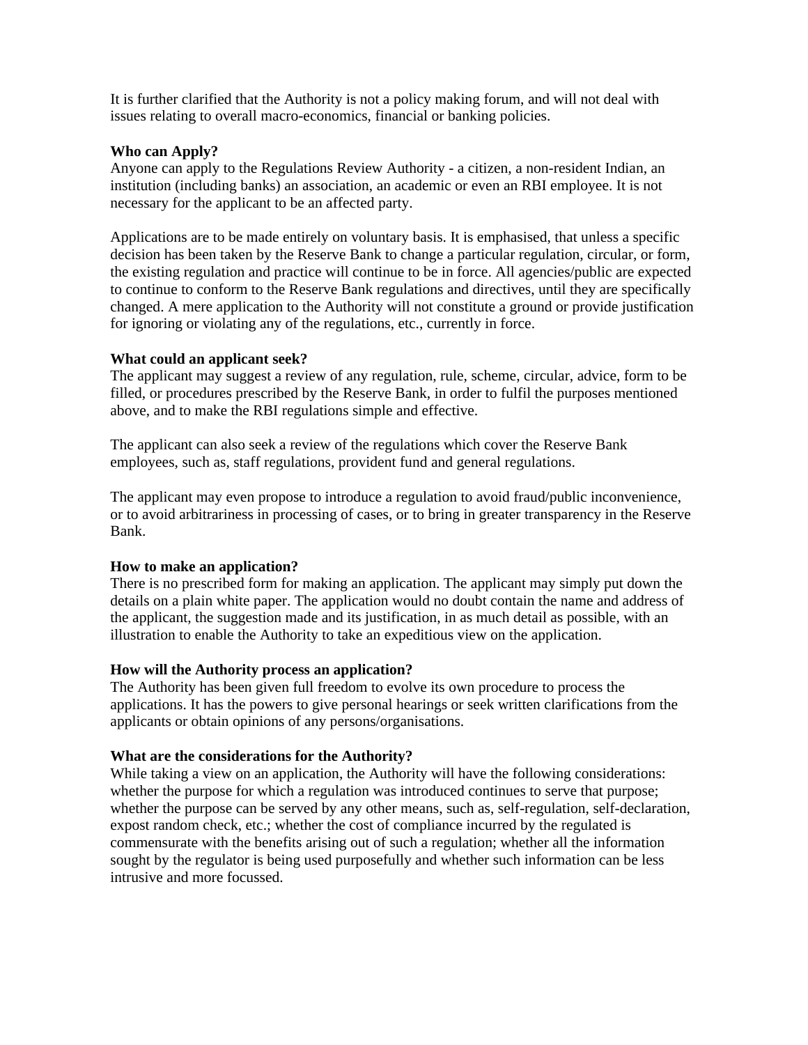It is further clarified that the Authority is not a policy making forum, and will not deal with issues relating to overall macro-economics, financial or banking policies.

**Who can Apply?**
Anyone can apply to the Regulations Review Authority - a citizen, a non-resident Indian, an institution (including banks) an association, an academic or even an RBI employee. It is not necessary for the applicant to be an affected party.

Applications are to be made entirely on voluntary basis. It is emphasised, that unless a specific decision has been taken by the Reserve Bank to change a particular regulation, circular, or form, the existing regulation and practice will continue to be in force. All agencies/public are expected to continue to conform to the Reserve Bank regulations and directives, until they are specifically changed. A mere application to the Authority will not constitute a ground or provide justification for ignoring or violating any of the regulations, etc., currently in force.

**What could an applicant seek?**
The applicant may suggest a review of any regulation, rule, scheme, circular, advice, form to be filled, or procedures prescribed by the Reserve Bank, in order to fulfil the purposes mentioned above, and to make the RBI regulations simple and effective.

The applicant can also seek a review of the regulations which cover the Reserve Bank employees, such as, staff regulations, provident fund and general regulations.

The applicant may even propose to introduce a regulation to avoid fraud/public inconvenience, or to avoid arbitrariness in processing of cases, or to bring in greater transparency in the Reserve Bank.

**How to make an application?**
There is no prescribed form for making an application. The applicant may simply put down the details on a plain white paper. The application would no doubt contain the name and address of the applicant, the suggestion made and its justification, in as much detail as possible, with an illustration to enable the Authority to take an expeditious view on the application.

**How will the Authority process an application?**
The Authority has been given full freedom to evolve its own procedure to process the applications. It has the powers to give personal hearings or seek written clarifications from the applicants or obtain opinions of any persons/organisations.

**What are the considerations for the Authority?**
While taking a view on an application, the Authority will have the following considerations: whether the purpose for which a regulation was introduced continues to serve that purpose; whether the purpose can be served by any other means, such as, self-regulation, self-declaration, expost random check, etc.; whether the cost of compliance incurred by the regulated is commensurate with the benefits arising out of such a regulation; whether all the information sought by the regulator is being used purposefully and whether such information can be less intrusive and more focussed.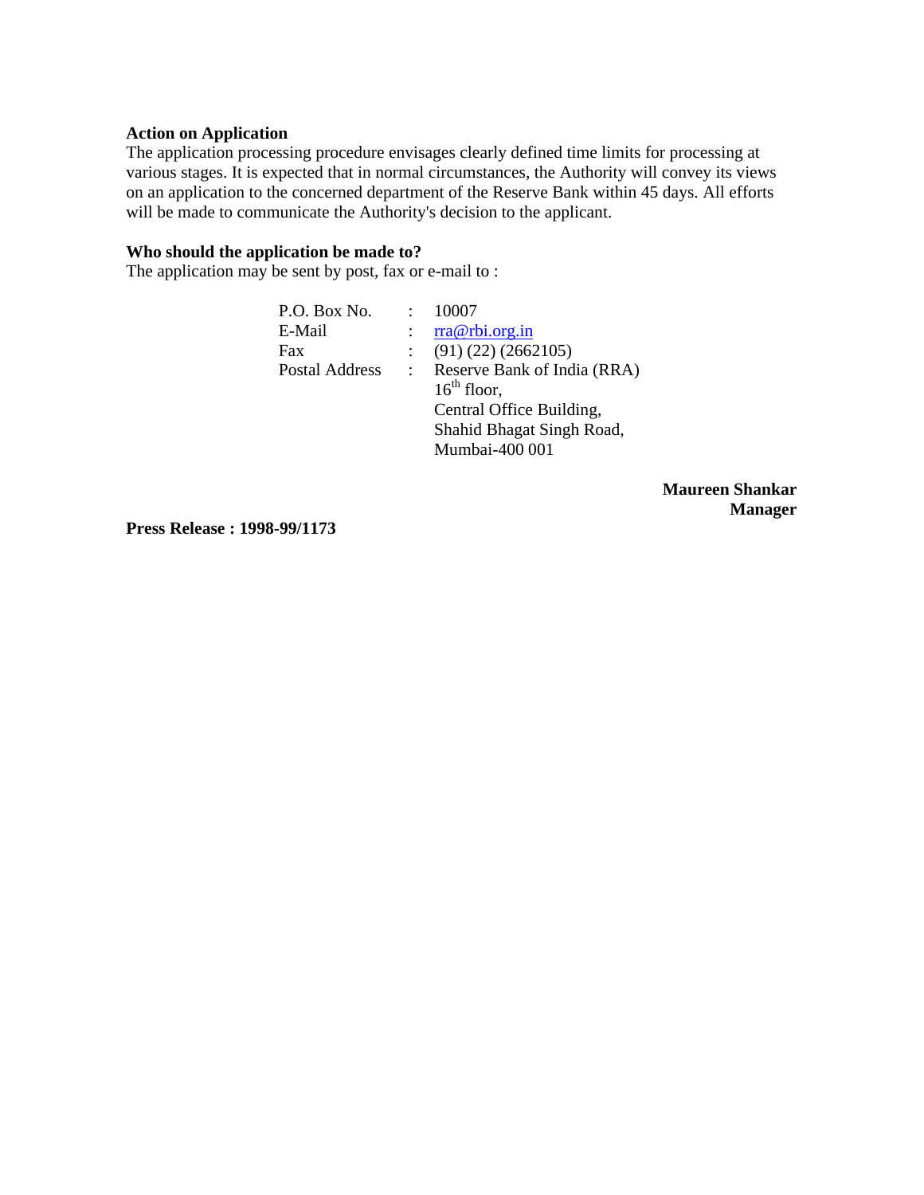**Action on Application**

The application processing procedure envisages clearly defined time limits for processing at various stages. It is expected that in normal circumstances, the Authority will convey its views on an application to the concerned department of the Reserve Bank within 45 days. All efforts will be made to communicate the Authority's decision to the applicant.

**Who should the application be made to?**

The application may be sent by post, fax or e-mail to :

| | | |
|---|---|---|
| P.O. Box No. | : | 10007 |
| E-Mail | : | rra@rbi.org.in |
| Fax | : | (91) (22) (2662105) |
| Postal Address | : | Reserve Bank of India (RRA)<br>16th floor,<br>Central Office Building,<br>Shahid Bhagat Singh Road,<br>Mumbai-400 001 |

**Maureen Shankar**
**Manager**

**Press Release : 1998-99/1173**